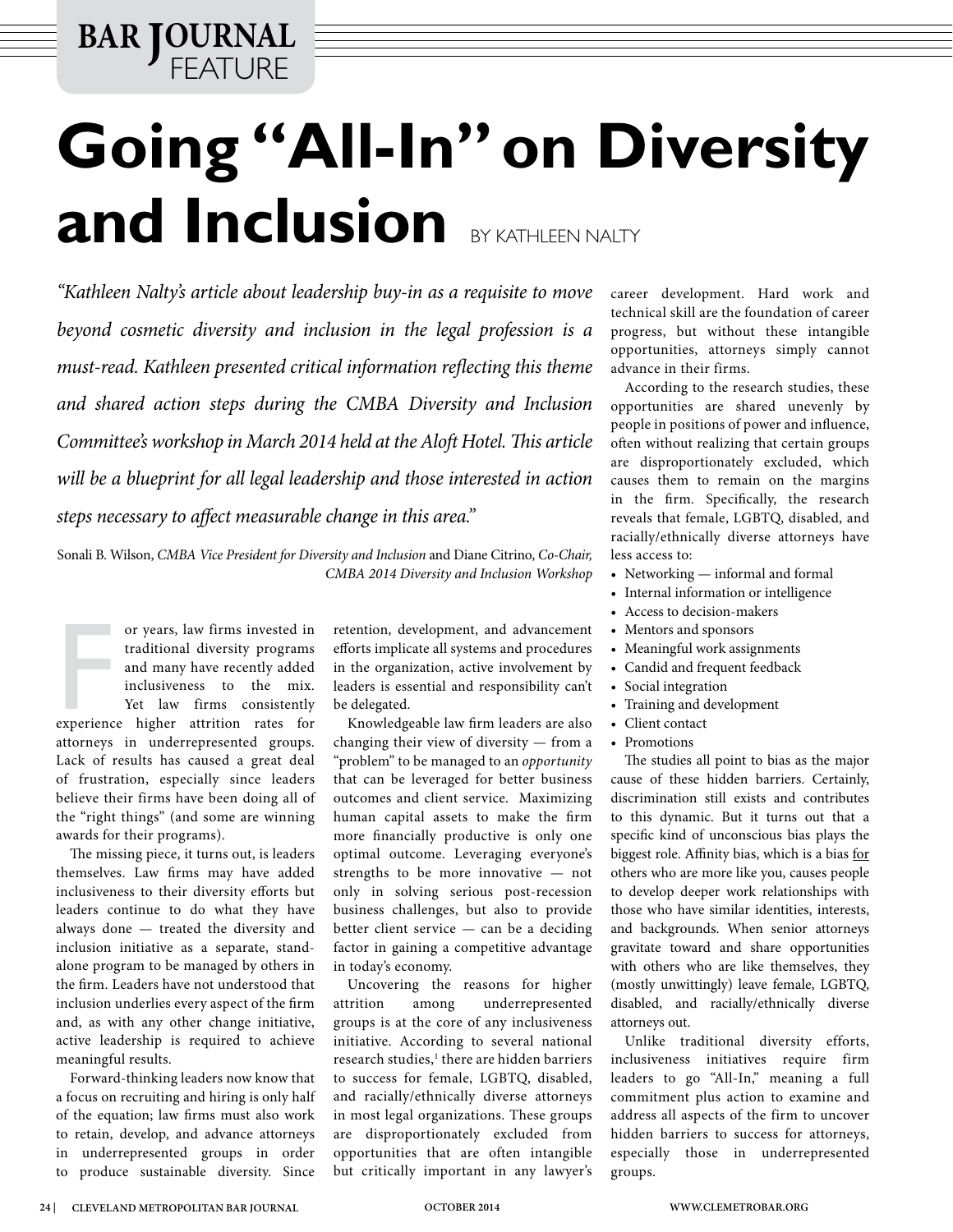**BAR JOURNAL FEATURE**

# Going "All-In" on Diversity and Inclusion

BY KATHLEEN NALTY

*"Kathleen Nalty's article about leadership buy-in as a requisite to move beyond cosmetic diversity and inclusion in the legal profession is a must-read. Kathleen presented critical information reflecting this theme and shared action steps during the CMBA Diversity and Inclusion Committee's workshop in March 2014 held at the Aloft Hotel. This article will be a blueprint for all legal leadership and those interested in action steps necessary to affect measurable change in this area."*

Sonali B. Wilson, *CMBA Vice President for Diversity and Inclusion* and Diane Citrino, *Co-Chair, CMBA 2014 Diversity and Inclusion Workshop*

For years, law firms invested in traditional diversity programs and many have recently added inclusiveness to the mix. Yet law firms consistently experience higher attrition rates for attorneys in underrepresented groups. Lack of results has caused a great deal of frustration, especially since leaders believe their firms have been doing all of the "right things" (and some are winning awards for their programs).

The missing piece, it turns out, is leaders themselves. Law firms may have added inclusiveness to their diversity efforts but leaders continue to do what they have always done — treated the diversity and inclusion initiative as a separate, stand-alone program to be managed by others in the firm. Leaders have not understood that inclusion underlies every aspect of the firm and, as with any other change initiative, active leadership is required to achieve meaningful results.

Forward-thinking leaders now know that a focus on recruiting and hiring is only half of the equation; law firms must also work to retain, develop, and advance attorneys in underrepresented groups in order to produce sustainable diversity. Since retention, development, and advancement efforts implicate all systems and procedures in the organization, active involvement by leaders is essential and responsibility can't be delegated.

Knowledgeable law firm leaders are also changing their view of diversity — from a "problem" to be managed to an *opportunity* that can be leveraged for better business outcomes and client service. Maximizing human capital assets to make the firm more financially productive is only one optimal outcome. Leveraging everyone's strengths to be more innovative — not only in solving serious post-recession business challenges, but also to provide better client service — can be a deciding factor in gaining a competitive advantage in today's economy.

Uncovering the reasons for higher attrition among underrepresented groups is at the core of any inclusiveness initiative. According to several national research studies,[1] there are hidden barriers to success for female, LGBTQ, disabled, and racially/ethnically diverse attorneys in most legal organizations. These groups are disproportionately excluded from opportunities that are often intangible but critically important in any lawyer's career development. Hard work and technical skill are the foundation of career progress, but without these intangible opportunities, attorneys simply cannot advance in their firms.

According to the research studies, these opportunities are shared unevenly by people in positions of power and influence, often without realizing that certain groups are disproportionately excluded, which causes them to remain on the margins in the firm. Specifically, the research reveals that female, LGBTQ, disabled, and racially/ethnically diverse attorneys have less access to:

- Networking — informal and formal
- Internal information or intelligence
- Access to decision-makers
- Mentors and sponsors
- Meaningful work assignments
- Candid and frequent feedback
- Social integration
- Training and development
- Client contact
- Promotions

The studies all point to bias as the major cause of these hidden barriers. Certainly, discrimination still exists and contributes to this dynamic. But it turns out that a specific kind of unconscious bias plays the biggest role. Affinity bias, which is a bias for others who are more like you, causes people to develop deeper work relationships with those who have similar identities, interests, and backgrounds. When senior attorneys gravitate toward and share opportunities with others who are like themselves, they (mostly unwittingly) leave female, LGBTQ, disabled, and racially/ethnically diverse attorneys out.

Unlike traditional diversity efforts, inclusiveness initiatives require firm leaders to go "All-In," meaning a full commitment plus action to examine and address all aspects of the firm to uncover hidden barriers to success for attorneys, especially those in underrepresented groups.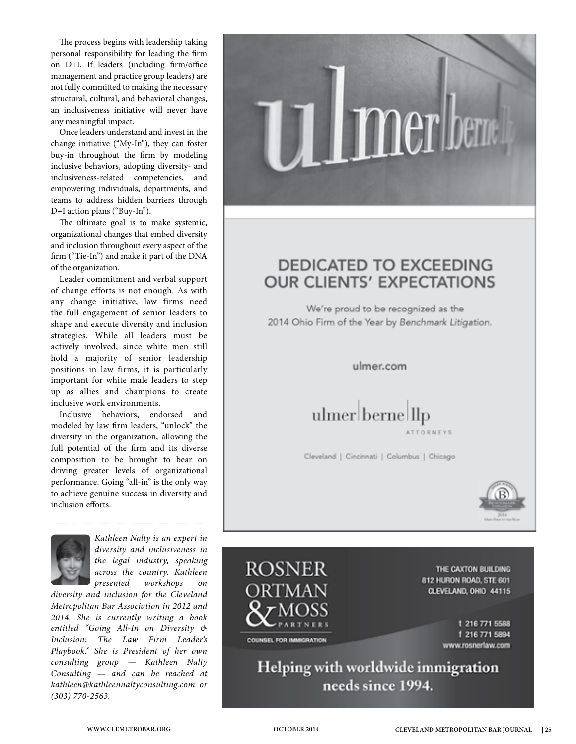The process begins with leadership taking personal responsibility for leading the firm on D+I. If leaders (including firm/office management and practice group leaders) are not fully committed to making the necessary structural, cultural, and behavioral changes, an inclusiveness initiative will never have any meaningful impact.

Once leaders understand and invest in the change initiative ("My-In"), they can foster buy-in throughout the firm by modeling inclusive behaviors, adopting diversity- and inclusiveness-related competencies, and empowering individuals, departments, and teams to address hidden barriers through D+I action plans ("Buy-In").

The ultimate goal is to make systemic, organizational changes that embed diversity and inclusion throughout every aspect of the firm ("Tie-In") and make it part of the DNA of the organization.

Leader commitment and verbal support of change efforts is not enough. As with any change initiative, law firms need the full engagement of senior leaders to shape and execute diversity and inclusion strategies. While all leaders must be actively involved, since white men still hold a majority of senior leadership positions in law firms, it is particularly important for white male leaders to step up as allies and champions to create inclusive work environments.

Inclusive behaviors, endorsed and modeled by law firm leaders, "unlock" the diversity in the organization, allowing the full potential of the firm and its diverse composition to be brought to bear on driving greater levels of organizational performance. Going "all-in" is the only way to achieve genuine success in diversity and inclusion efforts.

---

*Kathleen Nalty is an expert in diversity and inclusiveness in the legal industry, speaking across the country. Kathleen presented workshops on diversity and inclusion for the Cleveland Metropolitan Bar Association in 2012 and 2014. She is currently writing a book entitled "Going All-In on Diversity & Inclusion: The Law Firm Leader's Playbook." She is President of her own consulting group — Kathleen Nalty Consulting — and can be reached at kathleen@kathleennaltyconsulting.com or (303) 770-2563.*

DEDICATED TO EXCEEDING OUR CLIENTS' EXPECTATIONS

We're proud to be recognized as the 2014 Ohio Firm of the Year by *Benchmark Litigation*.

ulmer.com

ulmer|berne|llp
ATTORNEYS

Cleveland | Cincinnati | Columbus | Chicago

ROSNER ORTMAN & MOSS PARTNERS
COUNSEL FOR IMMIGRATION

THE CAXTON BUILDING
812 HURON ROAD, STE 601
CLEVELAND, OHIO 44115

t 216 771 5588
f 216 771 5894
www.rosnerlaw.com

Helping with worldwide immigration needs since 1994.